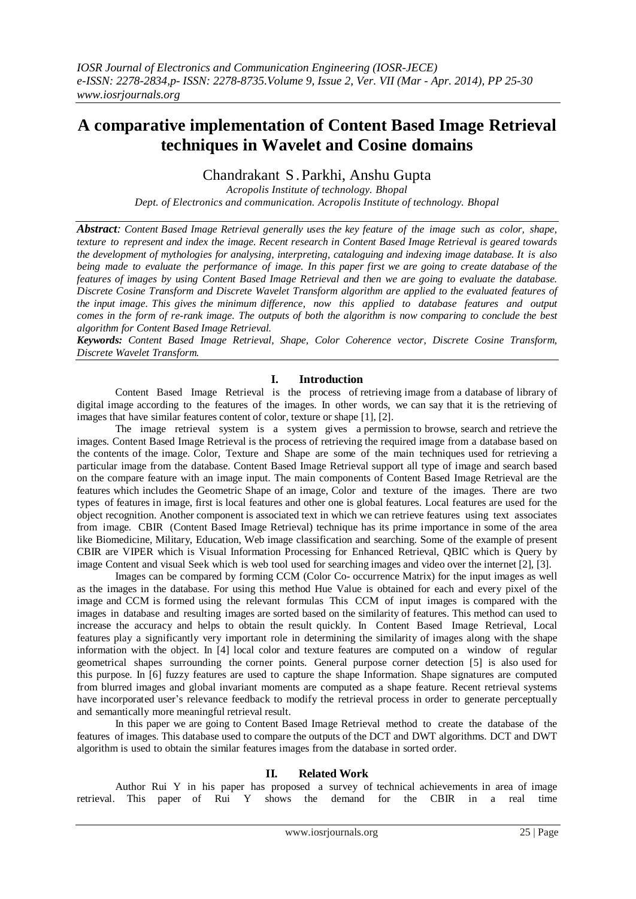# A comparative implementation of Content Based Image Retrieval techniques in Wavelet and Cosine domains

Chandrakant S. Parkhi, Anshu Gupta

*Acropolis Institute of technology. Bhopal*
*Dept. of Electronics and communication. Acropolis Institute of technology. Bhopal*

***Abstract****: Content Based Image Retrieval generally uses the key feature of the image such as color, shape, texture to represent and index the image. Recent research in Content Based Image Retrieval is geared towards the development of mythologies for analysing, interpreting, cataloguing and indexing image database. It is also being made to evaluate the performance of image. In this paper first we are going to create database of the features of images by using Content Based Image Retrieval and then we are going to evaluate the database. Discrete Cosine Transform and Discrete Wavelet Transform algorithm are applied to the evaluated features of the input image. This gives the minimum difference, now this applied to database features and output comes in the form of re-rank image. The outputs of both the algorithm is now comparing to conclude the best algorithm for Content Based Image Retrieval.*

***Keywords:*** *Content Based Image Retrieval, Shape, Color Coherence vector, Discrete Cosine Transform, Discrete Wavelet Transform.*

## I. Introduction

Content Based Image Retrieval is the process of retrieving image from a database of library of digital image according to the features of the images. In other words, we can say that it is the retrieving of images that have similar features content of color, texture or shape [1], [2].

The image retrieval system is a system gives a permission to browse, search and retrieve the images. Content Based Image Retrieval is the process of retrieving the required image from a database based on the contents of the image. Color, Texture and Shape are some of the main techniques used for retrieving a particular image from the database. Content Based Image Retrieval support all type of image and search based on the compare feature with an image input. The main components of Content Based Image Retrieval are the features which includes the Geometric Shape of an image, Color and texture of the images. There are two types of features in image, first is local features and other one is global features. Local features are used for the object recognition. Another component is associated text in which we can retrieve features using text associates from image. CBIR (Content Based Image Retrieval) technique has its prime importance in some of the area like Biomedicine, Military, Education, Web image classification and searching. Some of the example of present CBIR are VIPER which is Visual Information Processing for Enhanced Retrieval, QBIC which is Query by image Content and visual Seek which is web tool used for searching images and video over the internet [2], [3].

Images can be compared by forming CCM (Color Co- occurrence Matrix) for the input images as well as the images in the database. For using this method Hue Value is obtained for each and every pixel of the image and CCM is formed using the relevant formulas This CCM of input images is compared with the images in database and resulting images are sorted based on the similarity of features. This method can used to increase the accuracy and helps to obtain the result quickly. In Content Based Image Retrieval, Local features play a significantly very important role in determining the similarity of images along with the shape information with the object. In [4] local color and texture features are computed on a window of regular geometrical shapes surrounding the corner points. General purpose corner detection [5] is also used for this purpose. In [6] fuzzy features are used to capture the shape Information. Shape signatures are computed from blurred images and global invariant moments are computed as a shape feature. Recent retrieval systems have incorporated user's relevance feedback to modify the retrieval process in order to generate perceptually and semantically more meaningful retrieval result.

In this paper we are going to Content Based Image Retrieval method to create the database of the features of images. This database used to compare the outputs of the DCT and DWT algorithms. DCT and DWT algorithm is used to obtain the similar features images from the database in sorted order.

## II. Related Work

Author Rui Y in his paper has proposed a survey of technical achievements in area of image retrieval. This paper of Rui Y shows the demand for the CBIR in a real time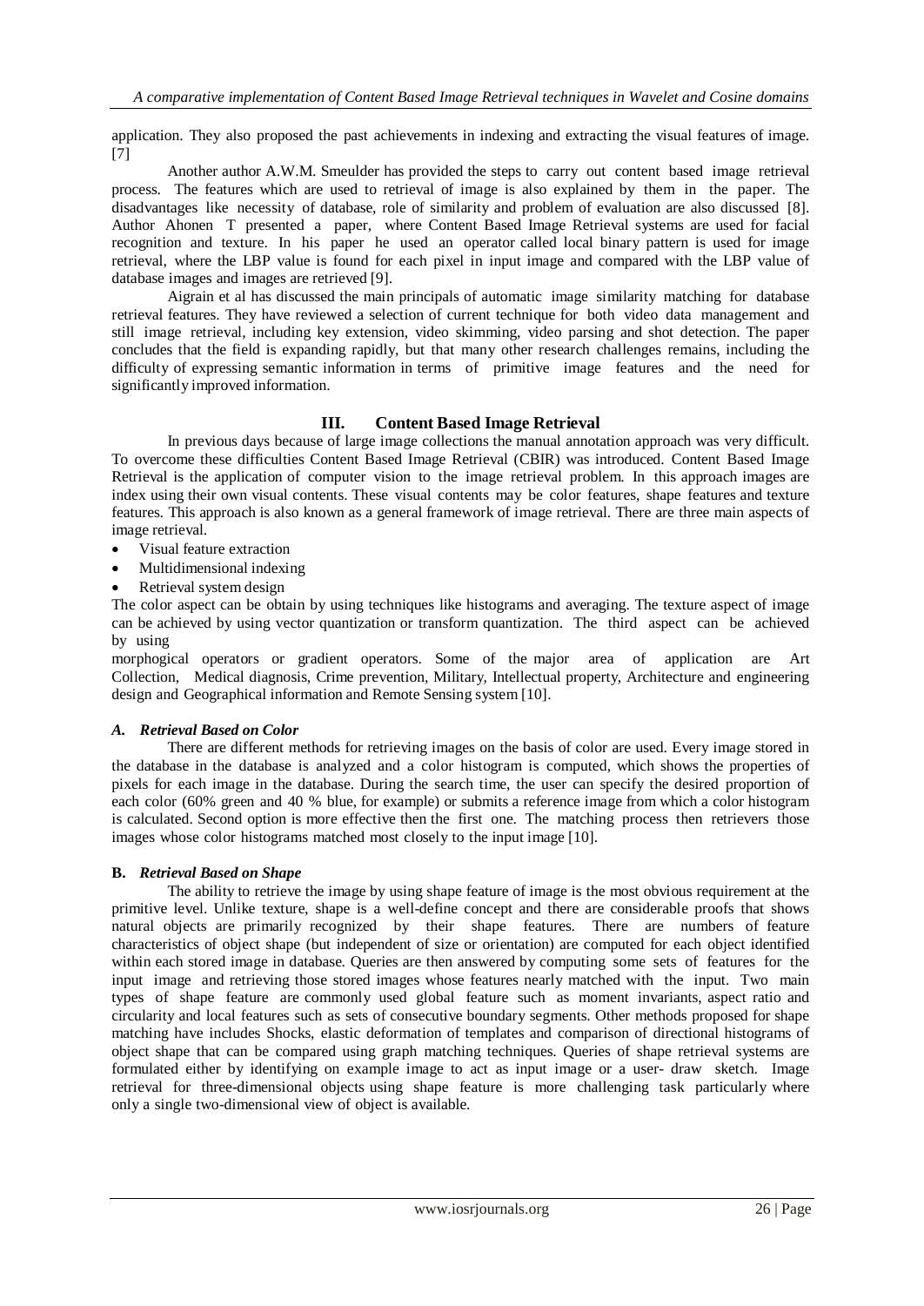application. They also proposed the past achievements in indexing and extracting the visual features of image. [7]

Another author A.W.M. Smeulder has provided the steps to carry out content based image retrieval process. The features which are used to retrieval of image is also explained by them in the paper. The disadvantages like necessity of database, role of similarity and problem of evaluation are also discussed [8]. Author Ahonen T presented a paper, where Content Based Image Retrieval systems are used for facial recognition and texture. In his paper he used an operator called local binary pattern is used for image retrieval, where the LBP value is found for each pixel in input image and compared with the LBP value of database images and images are retrieved [9].

Aigrain et al has discussed the main principals of automatic image similarity matching for database retrieval features. They have reviewed a selection of current technique for both video data management and still image retrieval, including key extension, video skimming, video parsing and shot detection. The paper concludes that the field is expanding rapidly, but that many other research challenges remains, including the difficulty of expressing semantic information in terms of primitive image features and the need for significantly improved information.

## III. Content Based Image Retrieval

In previous days because of large image collections the manual annotation approach was very difficult. To overcome these difficulties Content Based Image Retrieval (CBIR) was introduced. Content Based Image Retrieval is the application of computer vision to the image retrieval problem. In this approach images are index using their own visual contents. These visual contents may be color features, shape features and texture features. This approach is also known as a general framework of image retrieval. There are three main aspects of image retrieval.

- Visual feature extraction
- Multidimensional indexing
- Retrieval system design

The color aspect can be obtain by using techniques like histograms and averaging. The texture aspect of image can be achieved by using vector quantization or transform quantization. The third aspect can be achieved by using morphogical operators or gradient operators. Some of the major area of application are Art Collection, Medical diagnosis, Crime prevention, Military, Intellectual property, Architecture and engineering design and Geographical information and Remote Sensing system [10].

### *A. Retrieval Based on Color*

There are different methods for retrieving images on the basis of color are used. Every image stored in the database in the database is analyzed and a color histogram is computed, which shows the properties of pixels for each image in the database. During the search time, the user can specify the desired proportion of each color (60% green and 40 % blue, for example) or submits a reference image from which a color histogram is calculated. Second option is more effective then the first one. The matching process then retrievers those images whose color histograms matched most closely to the input image [10].

### **B.** *Retrieval Based on Shape*

The ability to retrieve the image by using shape feature of image is the most obvious requirement at the primitive level. Unlike texture, shape is a well-define concept and there are considerable proofs that shows natural objects are primarily recognized by their shape features. There are numbers of feature characteristics of object shape (but independent of size or orientation) are computed for each object identified within each stored image in database. Queries are then answered by computing some sets of features for the input image and retrieving those stored images whose features nearly matched with the input. Two main types of shape feature are commonly used global feature such as moment invariants, aspect ratio and circularity and local features such as sets of consecutive boundary segments. Other methods proposed for shape matching have includes Shocks, elastic deformation of templates and comparison of directional histograms of object shape that can be compared using graph matching techniques. Queries of shape retrieval systems are formulated either by identifying on example image to act as input image or a user- draw sketch. Image retrieval for three-dimensional objects using shape feature is more challenging task particularly where only a single two-dimensional view of object is available.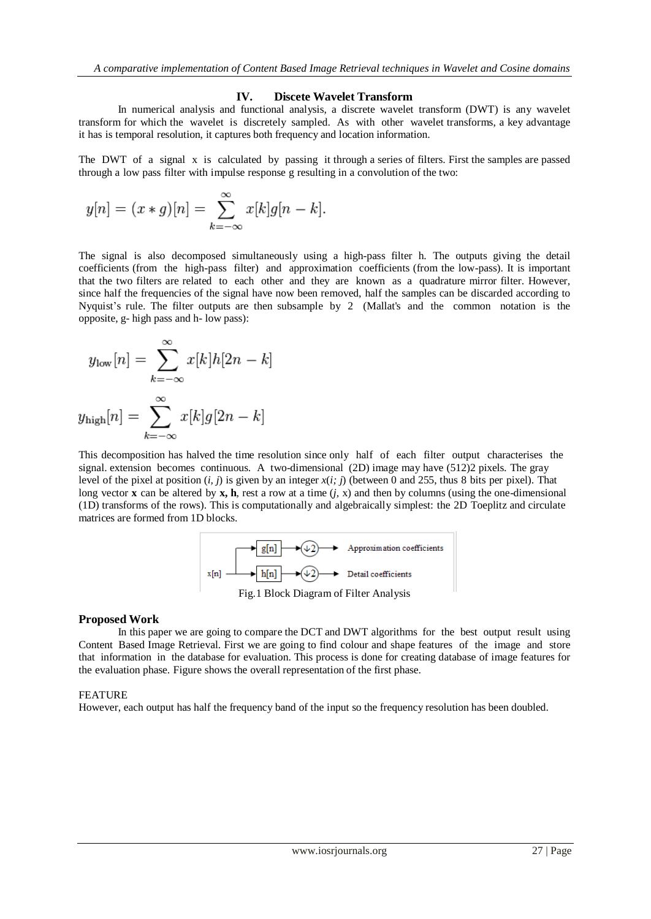## IV. Discete Wavelet Transform

In numerical analysis and functional analysis, a discrete wavelet transform (DWT) is any wavelet transform for which the wavelet is discretely sampled. As with other wavelet transforms, a key advantage it has is temporal resolution, it captures both frequency and location information.

The DWT of a signal x is calculated by passing it through a series of filters. First the samples are passed through a low pass filter with impulse response g resulting in a convolution of the two:

$$y[n] = (x * g)[n] = \sum_{k=-\infty}^{\infty} x[k]g[n-k].$$

The signal is also decomposed simultaneously using a high-pass filter h. The outputs giving the detail coefficients (from the high-pass filter) and approximation coefficients (from the low-pass). It is important that the two filters are related to each other and they are known as a quadrature mirror filter. However, since half the frequencies of the signal have now been removed, half the samples can be discarded according to Nyquist's rule. The filter outputs are then subsample by 2 (Mallat's and the common notation is the opposite, g- high pass and h- low pass):

$$y_{\mathrm{low}}[n] = \sum_{k=-\infty}^{\infty} x[k]h[2n-k]$$

$$y_{\mathrm{high}}[n] = \sum_{k=-\infty}^{\infty} x[k]g[2n-k]$$

This decomposition has halved the time resolution since only half of each filter output characterises the signal. extension becomes continuous. A two-dimensional (2D) image may have (512)2 pixels. The gray level of the pixel at position $(i, j)$ is given by an integer $x(i; j)$ (between 0 and 255, thus 8 bits per pixel). That long vector **x** can be altered by **x, h**, rest a row at a time $(j, x)$ and then by columns (using the one-dimensional (1D) transforms of the rows). This is computationally and algebraically simplest: the 2D Toeplitz and circulate matrices are formed from 1D blocks.

Fig.1 Block Diagram of Filter Analysis

### Proposed Work

In this paper we are going to compare the DCT and DWT algorithms for the best output result using Content Based Image Retrieval. First we are going to find colour and shape features of the image and store that information in the database for evaluation. This process is done for creating database of image features for the evaluation phase. Figure shows the overall representation of the first phase.

FEATURE

However, each output has half the frequency band of the input so the frequency resolution has been doubled.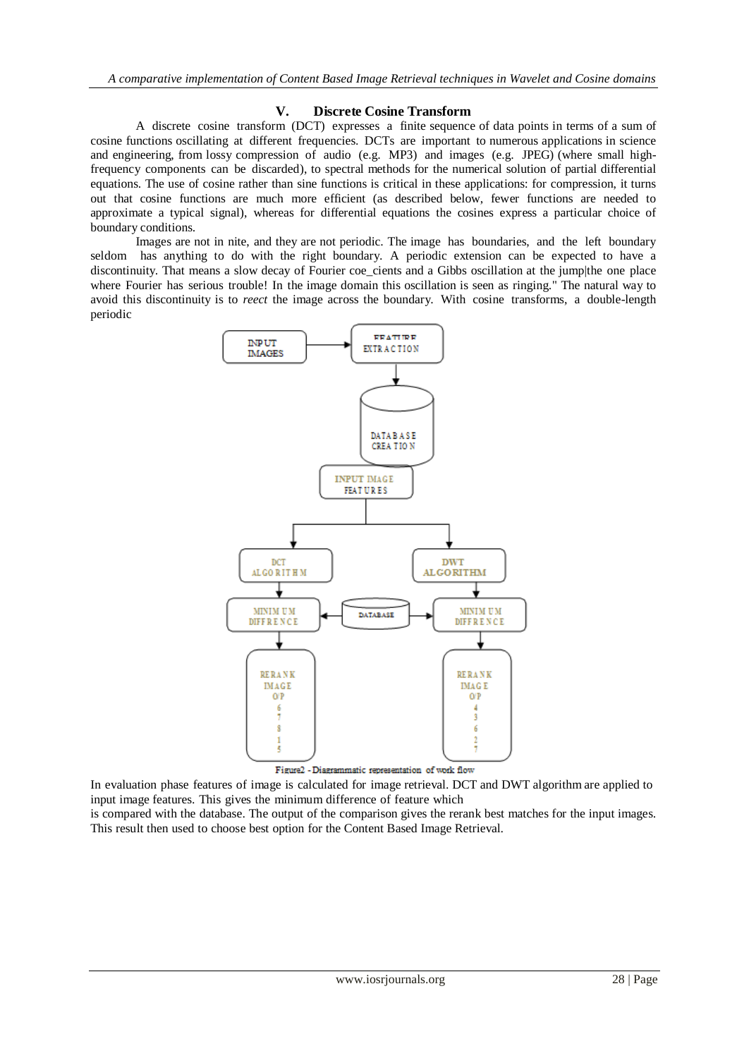## V. Discrete Cosine Transform

A discrete cosine transform (DCT) expresses a finite sequence of data points in terms of a sum of cosine functions oscillating at different frequencies. DCTs are important to numerous applications in science and engineering, from lossy compression of audio (e.g. MP3) and images (e.g. JPEG) (where small high-frequency components can be discarded), to spectral methods for the numerical solution of partial differential equations. The use of cosine rather than sine functions is critical in these applications: for compression, it turns out that cosine functions are much more efficient (as described below, fewer functions are needed to approximate a typical signal), whereas for differential equations the cosines express a particular choice of boundary conditions.

Images are not in nite, and they are not periodic. The image has boundaries, and the left boundary seldom has anything to do with the right boundary. A periodic extension can be expected to have a discontinuity. That means a slow decay of Fourier coe_cients and a Gibbs oscillation at the jump|the one place where Fourier has serious trouble! In the image domain this oscillation is seen as ringing." The natural way to avoid this discontinuity is to *reect* the image across the boundary. With cosine transforms, a double-length periodic

Figure2 - Diagrammatic representation of work flow

In evaluation phase features of image is calculated for image retrieval. DCT and DWT algorithm are applied to input image features. This gives the minimum difference of feature which is compared with the database. The output of the comparison gives the rerank best matches for the input images. This result then used to choose best option for the Content Based Image Retrieval.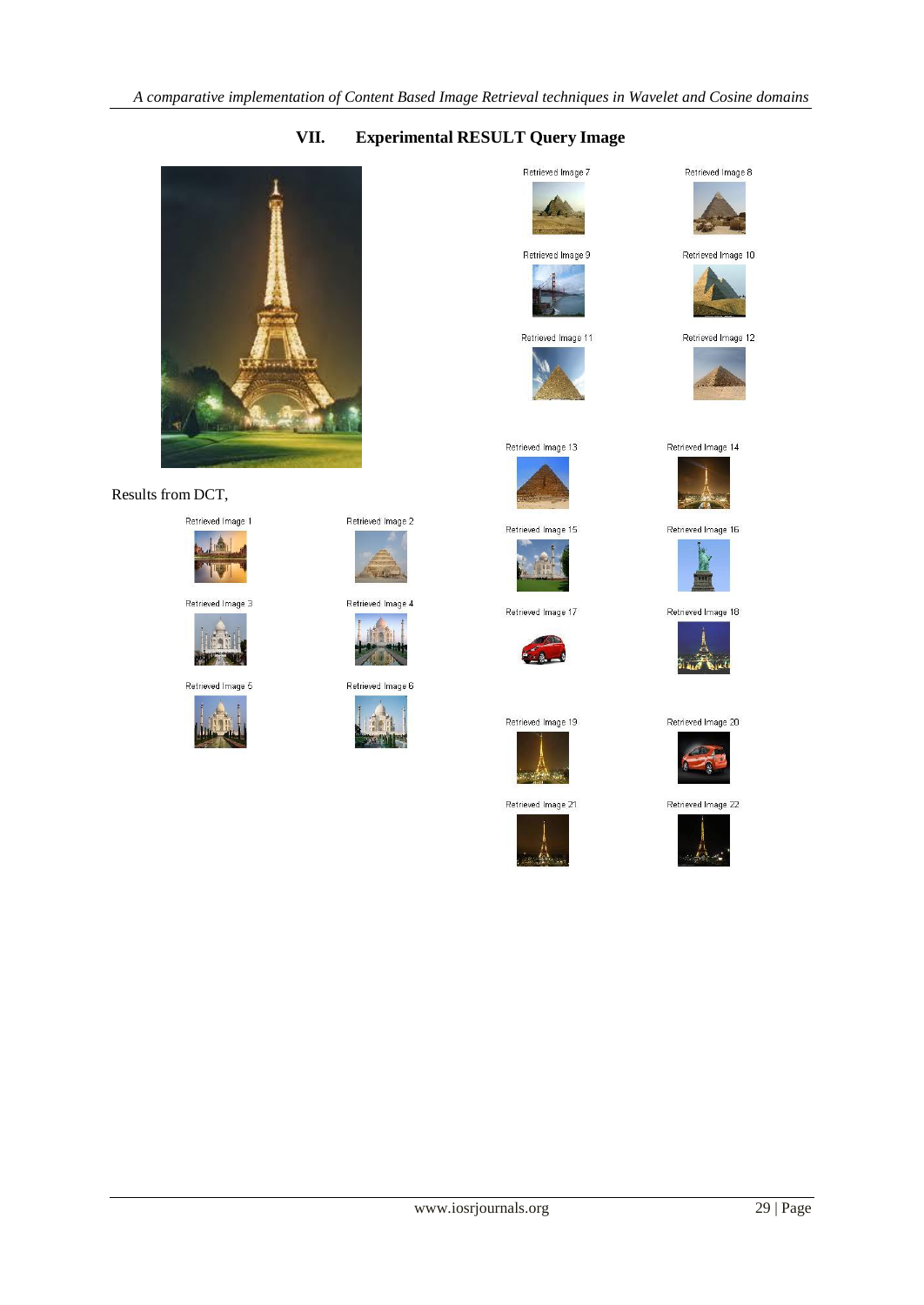## VII. Experimental RESULT Query Image

Results from DCT,

Retrieved Image 1

Retrieved Image 2

Retrieved Image 3

Retrieved Image 4

Retrieved Image 5

Retrieved Image 6

Retrieved Image 7

Retrieved Image 8

Retrieved Image 9

Retrieved Image 10

Retrieved Image 11

Retrieved Image 12

Retrieved Image 13

Retrieved Image 14

Retrieved Image 15

Retrieved Image 16

Retrieved Image 17

Retrieved Image 18

Retrieved Image 19

Retrieved Image 20

Retrieved Image 21

Retrieved Image 22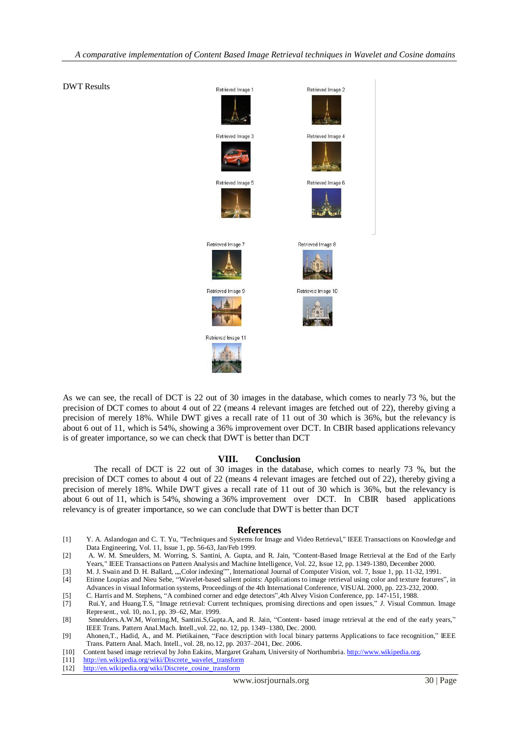DWT Results

Retrieved Image 1

Retrieved Image 2

Retrieved Image 3

Retrieved Image 4

Retrieved Image 5

Retrieved Image 6

Retrieved Image 7

Retrieved Image 8

Retrieved Image 9

Retrieved Image 10

Retrieved Image 11

As we can see, the recall of DCT is 22 out of 30 images in the database, which comes to nearly 73 %, but the precision of DCT comes to about 4 out of 22 (means 4 relevant images are fetched out of 22), thereby giving a precision of merely 18%. While DWT gives a recall rate of 11 out of 30 which is 36%, but the relevancy is about 6 out of 11, which is 54%, showing a 36% improvement over DCT. In CBIR based applications relevancy is of greater importance, so we can check that DWT is better than DCT

## VIII. Conclusion

The recall of DCT is 22 out of 30 images in the database, which comes to nearly 73 %, but the precision of DCT comes to about 4 out of 22 (means 4 relevant images are fetched out of 22), thereby giving a precision of merely 18%. While DWT gives a recall rate of 11 out of 30 which is 36%, but the relevancy is about 6 out of 11, which is 54%, showing a 36% improvement over DCT. In CBIR based applications relevancy is of greater importance, so we can conclude that DWT is better than DCT

## References

[1] Y. A. Aslandogan and C. T. Yu, "Techniques and Systems for Image and Video Retrieval," IEEE Transactions on Knowledge and Data Engineering, Vol. 11, Issue 1, pp. 56-63, Jan/Feb 1999.

[2] A. W. M. Smeulders, M. Worring, S. Santini, A. Gupta, and R. Jain, "Content-Based Image Retrieval at the End of the Early Years," IEEE Transactions on Pattern Analysis and Machine Intelligence, Vol. 22, Issue 12, pp. 1349-1380, December 2000.

[3] M. J. Swain and D. H. Ballard, „„Color indexing"", International Journal of Computer Vision, vol. 7, Issue 1, pp. 11-32, 1991.

[4] Etinne Loupias and Nieu Sebe, "Wavelet-based salient points: Applications to image retrieval using color and texture features", in Advances in visual Information systems, Proceedings of the 4th International Conference, VISUAL 2000, pp. 223-232, 2000.

[5] C. Harris and M. Stephens, "A combined corner and edge detectors",4th Alvey Vision Conference, pp. 147-151, 1988.

[7] Rui.Y, and Huang.T.S, "Image retrieval: Current techniques, promising directions and open issues," *J.* Visual Commun. Image Represent., vol. 10, no.1, pp. 39–62, Mar. 1999.

[8] Smeulders.A.W.M, Worring.M, Santini.S,Gupta.A, and R. Jain, "Content- based image retrieval at the end of the early years," IEEE Trans. Pattern Anal.Mach. Intell.,vol. 22, no. 12, pp. 1349–1380, Dec. 2000.

[9] Ahonen,T., Hadid, A., and M. Pietikainen, "Face description with local binary patterns Applications to face recognition," IEEE Trans. Pattern Anal. Mach. Intell., vol. 28, no.12, pp. 2037–2041, Dec. 2006.

[10] Content based image retrieval by John Eakins, Margaret Graham, University of Northumbria. http://www.wikipedia.org.

[11] http://en.wikipedia.org/wiki/Discrete_wavelet_transform

[12] http://en.wikipedia.org/wiki/Discrete_cosine_transform